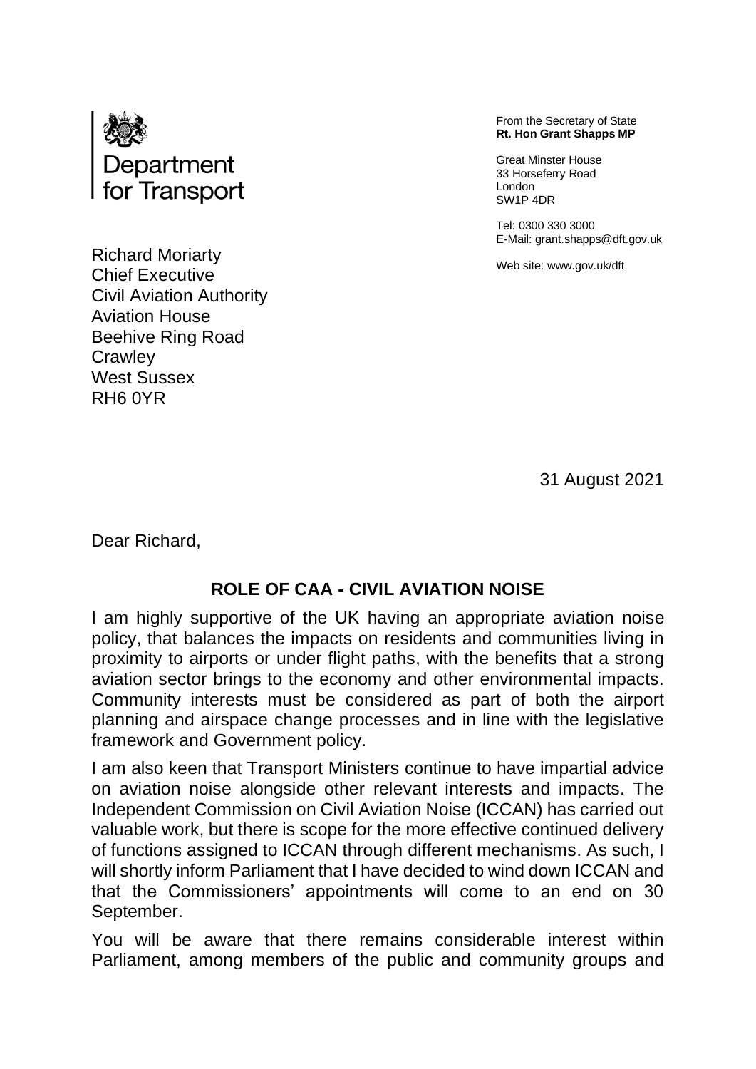Department for Transport

From the Secretary of State
**Rt. Hon Grant Shapps MP**

Great Minster House
33 Horseferry Road
London
SW1P 4DR

Tel: 0300 330 3000
E-Mail: grant.shapps@dft.gov.uk

Web site: www.gov.uk/dft

Richard Moriarty
Chief Executive
Civil Aviation Authority
Aviation House
Beehive Ring Road
Crawley
West Sussex
RH6 0YR

31 August 2021

Dear Richard,

**ROLE OF CAA - CIVIL AVIATION NOISE**

I am highly supportive of the UK having an appropriate aviation noise policy, that balances the impacts on residents and communities living in proximity to airports or under flight paths, with the benefits that a strong aviation sector brings to the economy and other environmental impacts. Community interests must be considered as part of both the airport planning and airspace change processes and in line with the legislative framework and Government policy.

I am also keen that Transport Ministers continue to have impartial advice on aviation noise alongside other relevant interests and impacts. The Independent Commission on Civil Aviation Noise (ICCAN) has carried out valuable work, but there is scope for the more effective continued delivery of functions assigned to ICCAN through different mechanisms. As such, I will shortly inform Parliament that I have decided to wind down ICCAN and that the Commissioners' appointments will come to an end on 30 September.

You will be aware that there remains considerable interest within Parliament, among members of the public and community groups and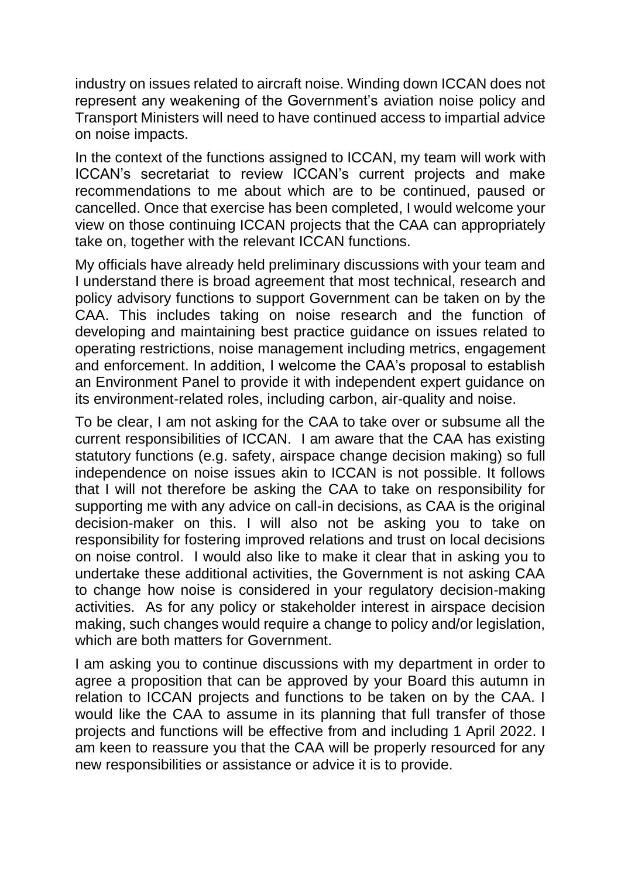industry on issues related to aircraft noise. Winding down ICCAN does not represent any weakening of the Government's aviation noise policy and Transport Ministers will need to have continued access to impartial advice on noise impacts.

In the context of the functions assigned to ICCAN, my team will work with ICCAN's secretariat to review ICCAN's current projects and make recommendations to me about which are to be continued, paused or cancelled. Once that exercise has been completed, I would welcome your view on those continuing ICCAN projects that the CAA can appropriately take on, together with the relevant ICCAN functions.

My officials have already held preliminary discussions with your team and I understand there is broad agreement that most technical, research and policy advisory functions to support Government can be taken on by the CAA. This includes taking on noise research and the function of developing and maintaining best practice guidance on issues related to operating restrictions, noise management including metrics, engagement and enforcement. In addition, I welcome the CAA's proposal to establish an Environment Panel to provide it with independent expert guidance on its environment-related roles, including carbon, air-quality and noise.

To be clear, I am not asking for the CAA to take over or subsume all the current responsibilities of ICCAN. I am aware that the CAA has existing statutory functions (e.g. safety, airspace change decision making) so full independence on noise issues akin to ICCAN is not possible. It follows that I will not therefore be asking the CAA to take on responsibility for supporting me with any advice on call-in decisions, as CAA is the original decision-maker on this. I will also not be asking you to take on responsibility for fostering improved relations and trust on local decisions on noise control. I would also like to make it clear that in asking you to undertake these additional activities, the Government is not asking CAA to change how noise is considered in your regulatory decision-making activities. As for any policy or stakeholder interest in airspace decision making, such changes would require a change to policy and/or legislation, which are both matters for Government.

I am asking you to continue discussions with my department in order to agree a proposition that can be approved by your Board this autumn in relation to ICCAN projects and functions to be taken on by the CAA. I would like the CAA to assume in its planning that full transfer of those projects and functions will be effective from and including 1 April 2022. I am keen to reassure you that the CAA will be properly resourced for any new responsibilities or assistance or advice it is to provide.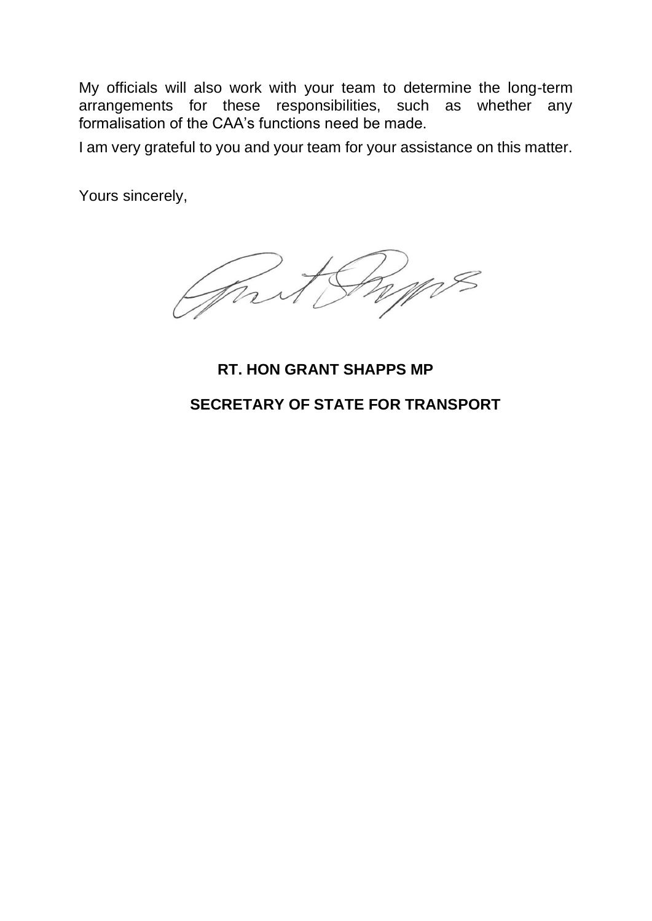My officials will also work with your team to determine the long-term arrangements for these responsibilities, such as whether any formalisation of the CAA's functions need be made.

I am very grateful to you and your team for your assistance on this matter.

Yours sincerely,

**RT. HON GRANT SHAPPS MP**

**SECRETARY OF STATE FOR TRANSPORT**